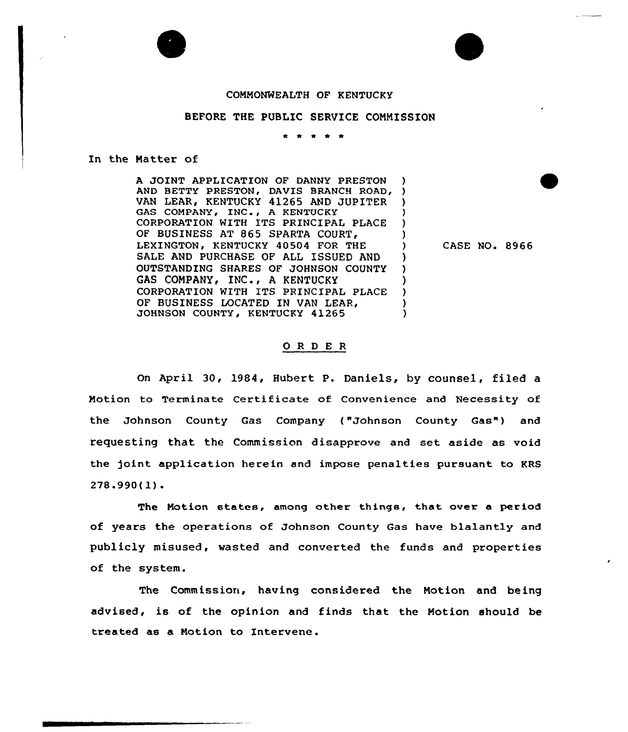COMMONWEALTH OF KENTUCKY

BEFORE THE PUBLIC SERVICE COMMISSION

\* \* \* \* \*

In the Matter of

A JOINT APPLICATION OF DANNY PRESTON AND BETTY PRESTON, DAVIS BRANCH ROAD, VAN LEAR, KENTUCKY 41265 AND JUPITER GAS COMPANY, INC., A KENTUCKY CORPORATION WITH ITS PRINCIPAL PLACE OF BUSINESS AT 865 SPARTA COURT, LEXINGTON, KENTUCKY 40504 FOR THE SALE AND PURCHASE OF ALL ISSUED AND OUTSTANDING SHARES OF JOHNSON COUNTY GAS COMPANY, INC., A KENTUCKY CORPORATION WITH ITS PRINCIPAL PLACE OF BUSINESS LOCATED IN VAN LEAR, JOHNSON COUNTY, KENTUCKY 41265

CASE NO. 8966

O R D E R

On April 30, 1984, Hubert P. Daniels, by counsel, filed a Motion to Terminate Certificate of Convenience and Necessity of the Johnson County Gas Company ("Johnson County Gas") and requesting that the Commission disapprove and set aside as void the joint application herein and impose penalties pursuant to KRS 278.990(1).

The Motion states, among other things, that over a period of years the operations of Johnson County Gas have blalantly and publicly misused, wasted and converted the funds and properties of the system.

The Commission, having considered the Motion and being advised, is of the opinion and finds that the Motion should be treated as a Motion to Intervene.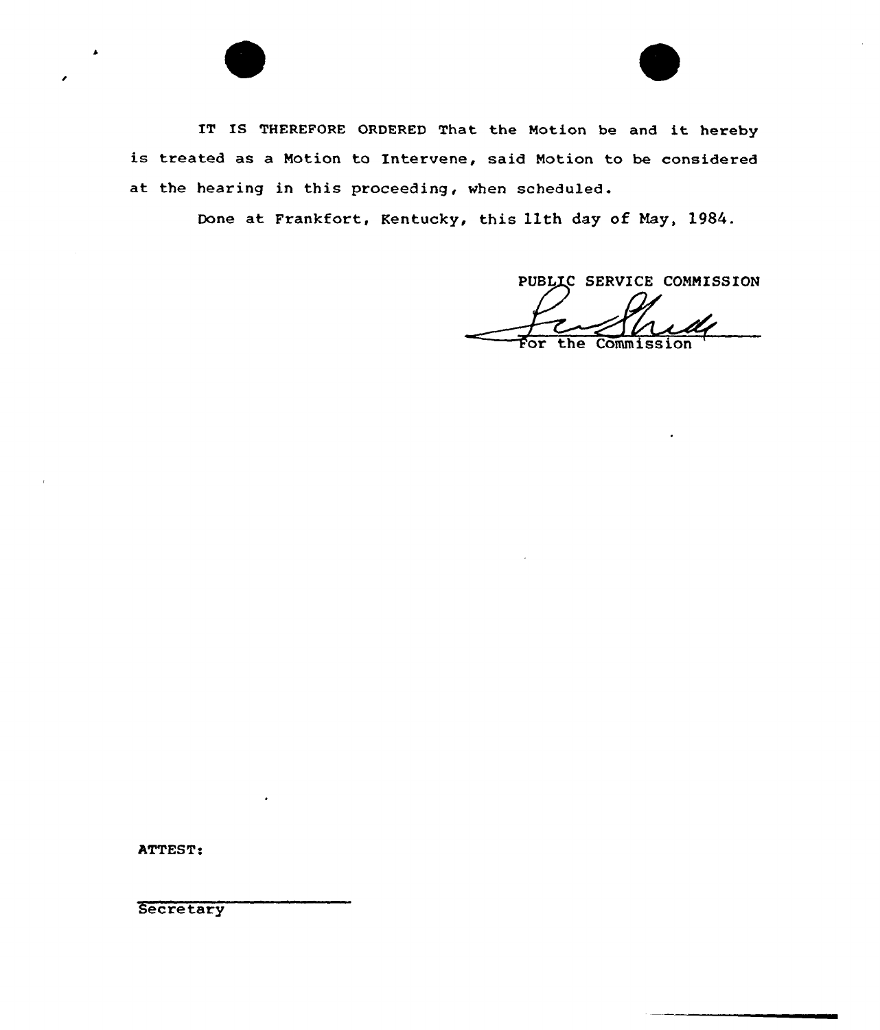IT IS THEREFORE ORDERED That the Motion be and it hereby is treated as a Motion to Intervene, said Motion to be considered at the hearing in this proceeding, when scheduled.

Done at Frankfort, Kentucky, this 11th day of May, 1984.

PUBLIC SERVICE COMMISSION

For the Commission

ATTEST:

Secretary